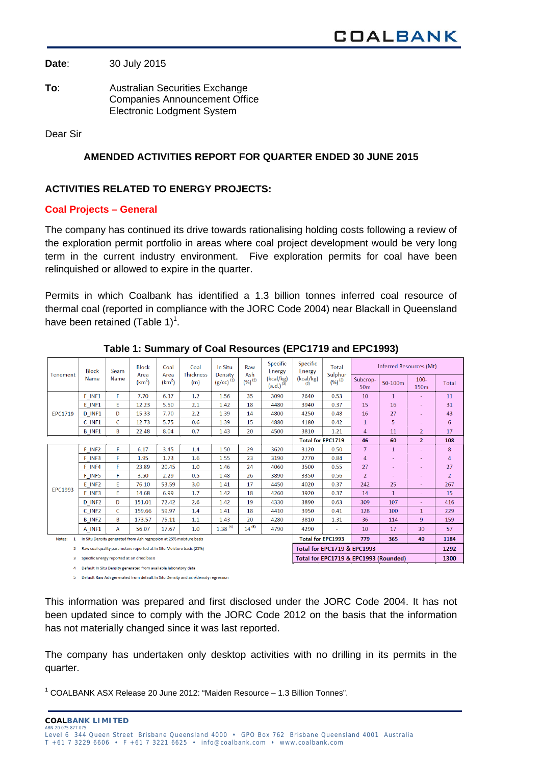**Date**: 30 July 2015

**To**: Australian Securities Exchange
Companies Announcement Office
Electronic Lodgment System

Dear Sir

## AMENDED ACTIVITIES REPORT FOR QUARTER ENDED 30 JUNE 2015

### ACTIVITIES RELATED TO ENERGY PROJECTS:

### Coal Projects – General

The company has continued its drive towards rationalising holding costs following a review of the exploration permit portfolio in areas where coal project development would be very long term in the current industry environment. Five exploration permits for coal have been relinquished or allowed to expire in the quarter.

Permits in which Coalbank has identified a 1.3 billion tonnes inferred coal resource of thermal coal (reported in compliance with the JORC Code 2004) near Blackall in Queensland have been retained (Table 1)[1].

**Table 1: Summary of Coal Resources (EPC1719 and EPC1993)**

| Tenement | Block Name | Seam Name | Block Area (km$^2$) | Coal Area (km$^2$) | Coal Thickness (m) | In Situ Density (g/cc) (1) | Raw Ash (%) (2) | Specific Energy (kcal/kg) (a.d.) (3) | Specific Energy (kcal/kg) (2) | Total Sulphur (%) (2) | Inferred Resources (Mt) | | | |
|---|---|---|---|---|---|---|---|---|---|---|---|---|---|---|
| | | | | | | | | | | | Subcrop-50m | 50-100m | 100-150m | Total |
| EPC1719 | F_INF1 | F | 7.70 | 6.37 | 1.2 | 1.56 | 35 | 3090 | 2640 | 0.53 | 10 | 1 | - | 11 |
| | E_INF1 | E | 12.23 | 5.50 | 2.1 | 1.42 | 18 | 4480 | 3940 | 0.37 | 15 | 16 | - | 31 |
| | D_INF1 | D | 15.33 | 7.70 | 2.2 | 1.39 | 14 | 4800 | 4250 | 0.48 | 16 | 27 | - | 43 |
| | C_INF1 | C | 12.73 | 5.75 | 0.6 | 1.39 | 15 | 4880 | 4180 | 0.42 | 1 | 5 | - | 6 |
| | B_INF1 | B | 22.48 | 8.04 | 0.7 | 1.43 | 20 | 4500 | 3810 | 1.21 | 4 | 11 | 2 | 17 |
| | | | | | | | | | **Total for EPC1719** | | **46** | **60** | **2** | **108** |
| EPC1993 | F_INF2 | F | 6.17 | 3.45 | 1.4 | 1.50 | 29 | 3620 | 3120 | 0.50 | 7 | 1 | - | 8 |
| | F_INF3 | F | 1.95 | 1.73 | 1.6 | 1.55 | 23 | 3190 | 2770 | 0.84 | 4 | - | - | 4 |
| | F_INF4 | F | 23.89 | 20.45 | 1.0 | 1.46 | 24 | 4060 | 3500 | 0.55 | 27 | - | - | 27 |
| | F_INF5 | F | 3.50 | 2.29 | 0.5 | 1.48 | 26 | 3890 | 3350 | 0.56 | 2 | - | - | 2 |
| | E_INF2 | E | 76.10 | 53.59 | 3.0 | 1.41 | 17 | 4450 | 4020 | 0.37 | 242 | 25 | - | 267 |
| | E_INF3 | E | 14.68 | 6.99 | 1.7 | 1.42 | 18 | 4260 | 3920 | 0.37 | 14 | 1 | - | 15 |
| | D_INF2 | D | 151.01 | 72.42 | 2.6 | 1.42 | 19 | 4330 | 3890 | 0.63 | 309 | 107 | - | 416 |
| | C_INF2 | C | 159.66 | 59.97 | 1.4 | 1.41 | 18 | 4410 | 3950 | 0.41 | 128 | 100 | 1 | 229 |
| | B_INF2 | B | 173.57 | 75.11 | 1.1 | 1.43 | 20 | 4280 | 3810 | 1.31 | 36 | 114 | 9 | 159 |
| | A_INF1 | A | 56.07 | 17.67 | 1.0 | 1.38 (4) | 14 (5) | 4790 | 4290 | - | 10 | 17 | 30 | 57 |
| | | | | | | | | | **Total for EPC1993** | | **779** | **365** | **40** | **1184** |
| | | | | | | | | | **Total for EPC1719 & EPC1993** | | | | | **1292** |
| | | | | | | | | | **Total for EPC1719 & EPC1993 (Rounded)** | | | | | **1300** |

Notes:
1. In Situ Density generated from Ash regression at 25% moisture basis
2. Raw coal quality parameters reported at In Situ Moisture basis (25%)
3. Specific Energy reported at air dried basis
4. Default In Situ Density generated from available laboratory data
5. Default Raw Ash generated from default In Situ Density and ash/density regression

This information was prepared and first disclosed under the JORC Code 2004. It has not been updated since to comply with the JORC Code 2012 on the basis that the information has not materially changed since it was last reported.

The company has undertaken only desktop activities with no drilling in its permits in the quarter.

[1] COALBANK ASX Release 20 June 2012: "Maiden Resource – 1.3 Billion Tonnes".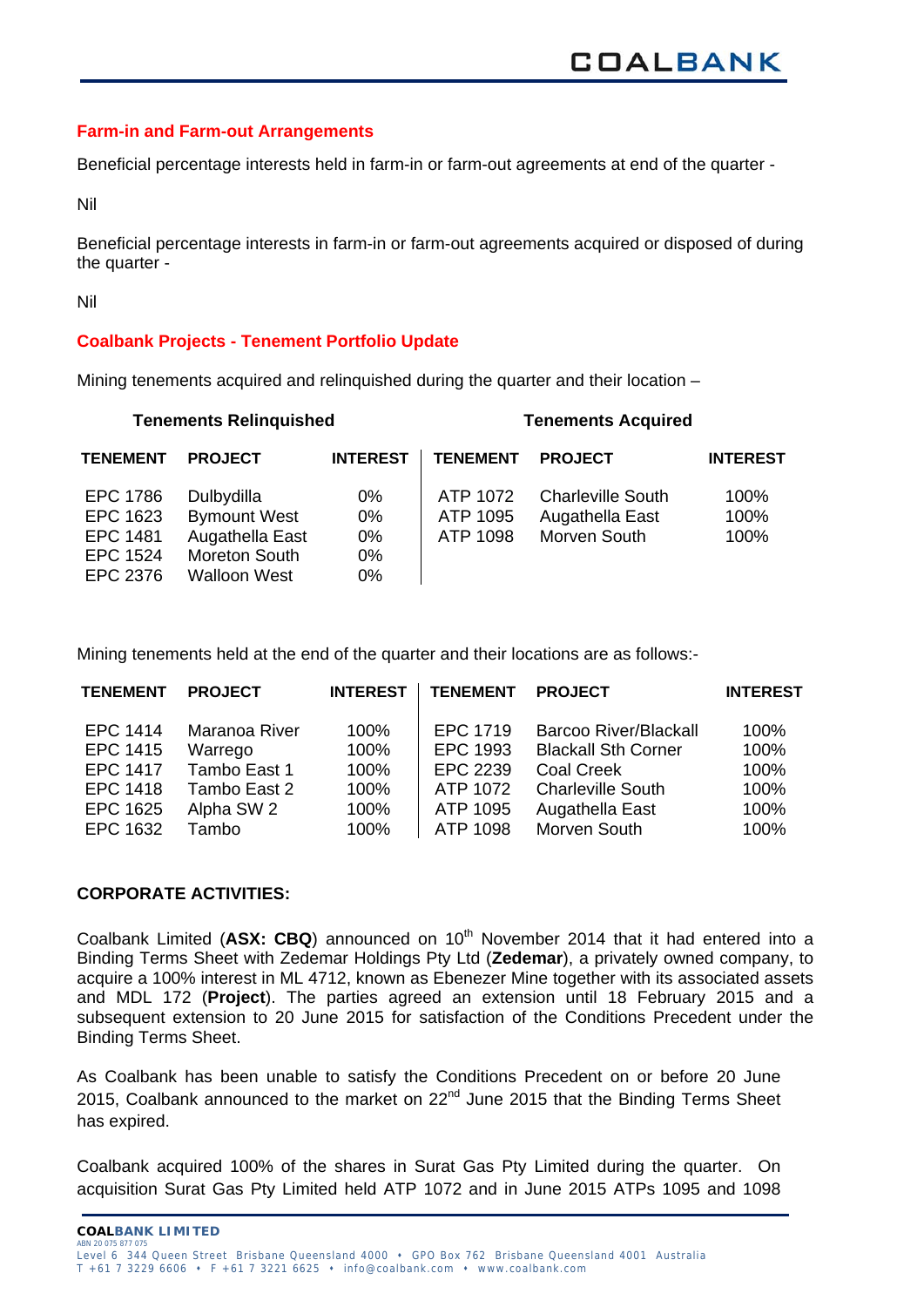## Farm-in and Farm-out Arrangements

Beneficial percentage interests held in farm-in or farm-out agreements at end of the quarter -

Nil

Beneficial percentage interests in farm-in or farm-out agreements acquired or disposed of during the quarter -

Nil

## Coalbank Projects - Tenement Portfolio Update

Mining tenements acquired and relinquished during the quarter and their location –

| Tenements Relinquished | | | Tenements Acquired | | |
|---|---|---|---|---|---|
| **TENEMENT** | **PROJECT** | **INTEREST** | **TENEMENT** | **PROJECT** | **INTEREST** |
| EPC 1786 | Dulbydilla | 0% | ATP 1072 | Charleville South | 100% |
| EPC 1623 | Bymount West | 0% | ATP 1095 | Augathella East | 100% |
| EPC 1481 | Augathella East | 0% | ATP 1098 | Morven South | 100% |
| EPC 1524 | Moreton South | 0% | | | |
| EPC 2376 | Walloon West | 0% | | | |

Mining tenements held at the end of the quarter and their locations are as follows:-

| TENEMENT | PROJECT | INTEREST | TENEMENT | PROJECT | INTEREST |
|---|---|---|---|---|---|
| EPC 1414 | Maranoa River | 100% | EPC 1719 | Barcoo River/Blackall | 100% |
| EPC 1415 | Warrego | 100% | EPC 1993 | Blackall Sth Corner | 100% |
| EPC 1417 | Tambo East 1 | 100% | EPC 2239 | Coal Creek | 100% |
| EPC 1418 | Tambo East 2 | 100% | ATP 1072 | Charleville South | 100% |
| EPC 1625 | Alpha SW 2 | 100% | ATP 1095 | Augathella East | 100% |
| EPC 1632 | Tambo | 100% | ATP 1098 | Morven South | 100% |

## CORPORATE ACTIVITIES:

Coalbank Limited (**ASX: CBQ**) announced on 10th November 2014 that it had entered into a Binding Terms Sheet with Zedemar Holdings Pty Ltd (**Zedemar**), a privately owned company, to acquire a 100% interest in ML 4712, known as Ebenezer Mine together with its associated assets and MDL 172 (**Project**). The parties agreed an extension until 18 February 2015 and a subsequent extension to 20 June 2015 for satisfaction of the Conditions Precedent under the Binding Terms Sheet.

As Coalbank has been unable to satisfy the Conditions Precedent on or before 20 June 2015, Coalbank announced to the market on 22nd June 2015 that the Binding Terms Sheet has expired.

Coalbank acquired 100% of the shares in Surat Gas Pty Limited during the quarter. On acquisition Surat Gas Pty Limited held ATP 1072 and in June 2015 ATPs 1095 and 1098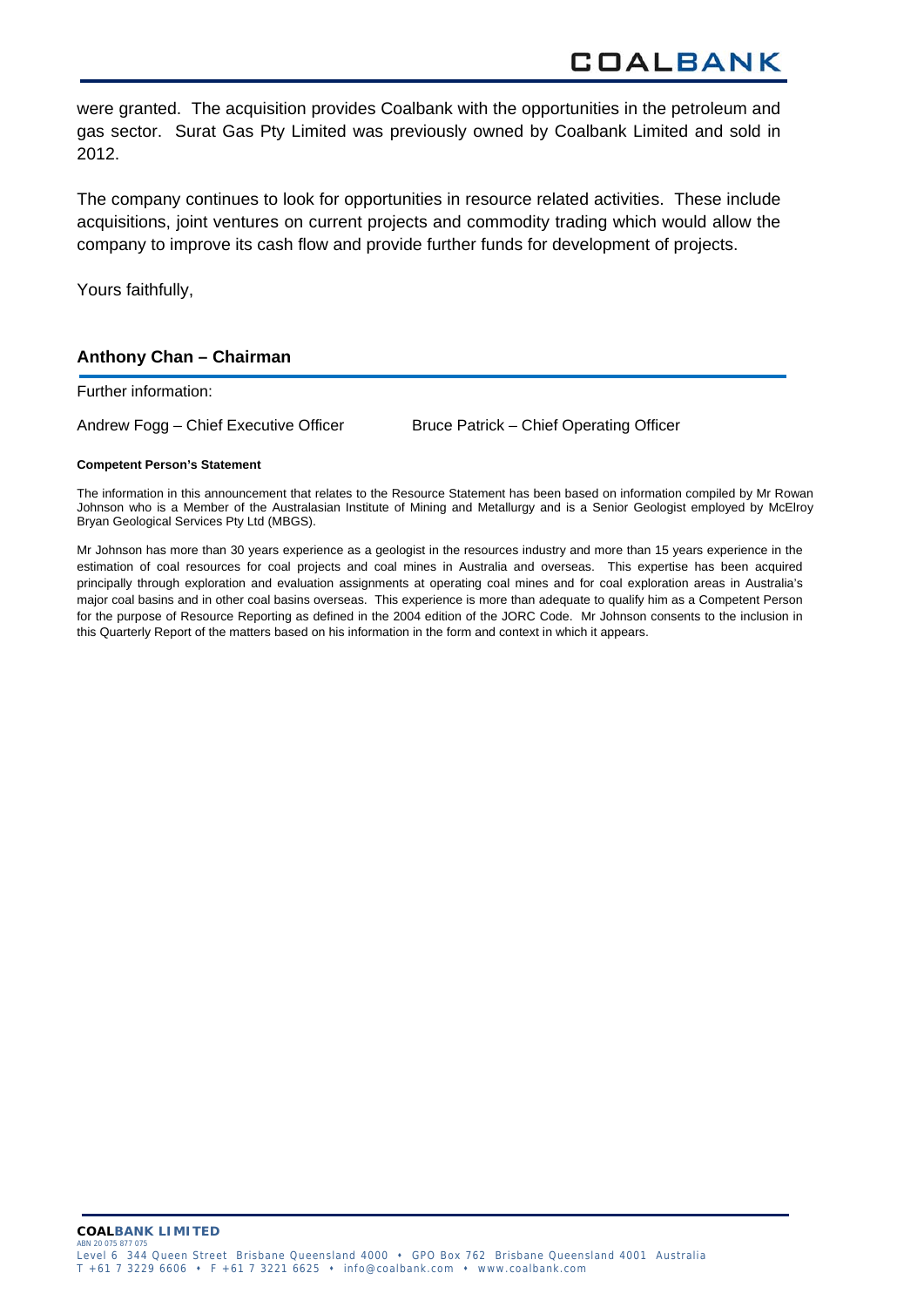were granted. The acquisition provides Coalbank with the opportunities in the petroleum and gas sector. Surat Gas Pty Limited was previously owned by Coalbank Limited and sold in 2012.

The company continues to look for opportunities in resource related activities. These include acquisitions, joint ventures on current projects and commodity trading which would allow the company to improve its cash flow and provide further funds for development of projects.

Yours faithfully,

**Anthony Chan – Chairman**

Further information:

Andrew Fogg – Chief Executive Officer        Bruce Patrick – Chief Operating Officer

**Competent Person's Statement**

The information in this announcement that relates to the Resource Statement has been based on information compiled by Mr Rowan Johnson who is a Member of the Australasian Institute of Mining and Metallurgy and is a Senior Geologist employed by McElroy Bryan Geological Services Pty Ltd (MBGS).

Mr Johnson has more than 30 years experience as a geologist in the resources industry and more than 15 years experience in the estimation of coal resources for coal projects and coal mines in Australia and overseas. This expertise has been acquired principally through exploration and evaluation assignments at operating coal mines and for coal exploration areas in Australia's major coal basins and in other coal basins overseas. This experience is more than adequate to qualify him as a Competent Person for the purpose of Resource Reporting as defined in the 2004 edition of the JORC Code. Mr Johnson consents to the inclusion in this Quarterly Report of the matters based on his information in the form and context in which it appears.